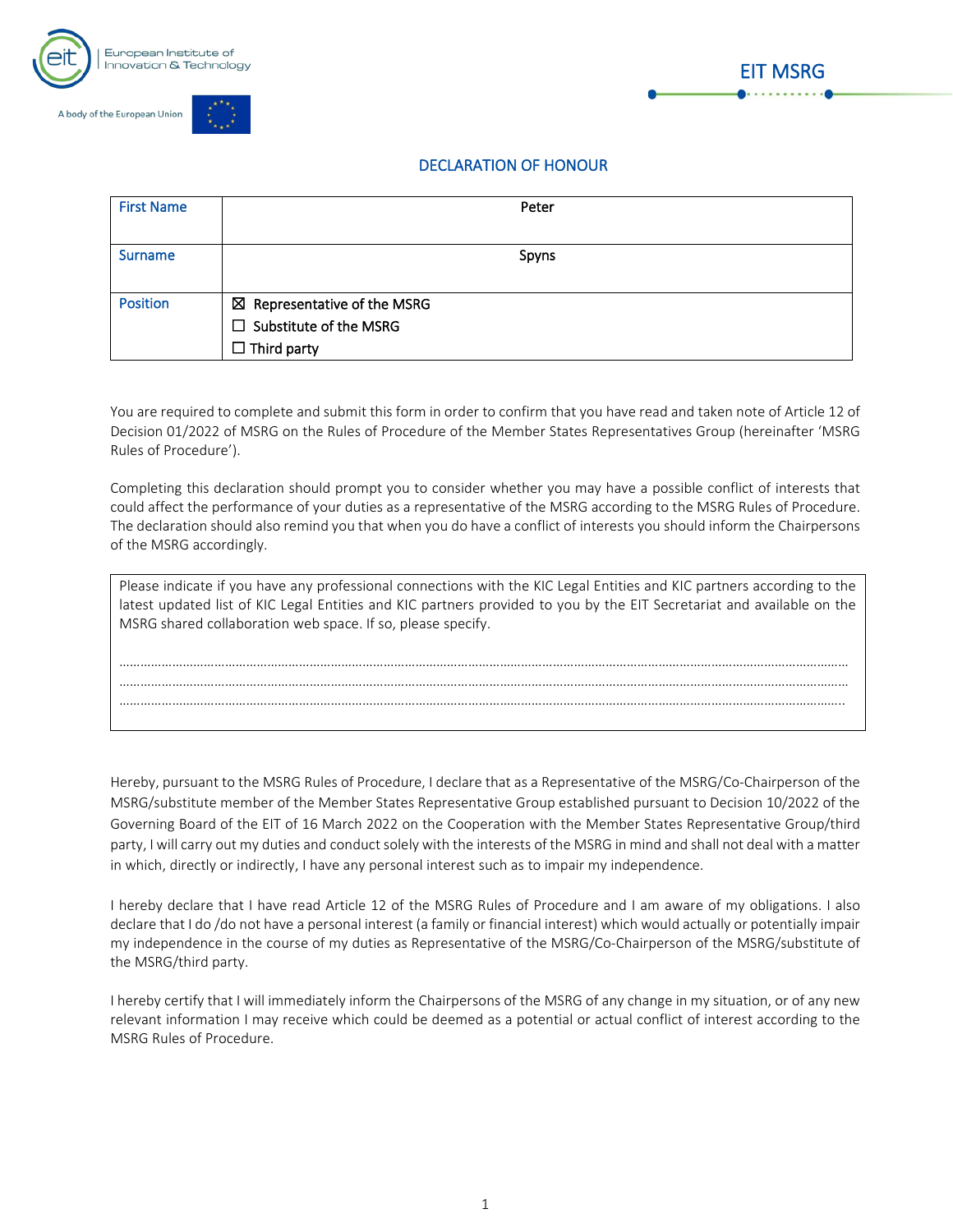European Institute of Innovation & Technology

A body of the European Union

EIT MSRG

## DECLARATION OF HONOUR

| First Name | Peter |
|---|---|
| Surname | Spyns |
| Position | ☒ Representative of the MSRG<br>☐ Substitute of the MSRG<br>☐ Third party |

You are required to complete and submit this form in order to confirm that you have read and taken note of Article 12 of Decision 01/2022 of MSRG on the Rules of Procedure of the Member States Representatives Group (hereinafter 'MSRG Rules of Procedure').

Completing this declaration should prompt you to consider whether you may have a possible conflict of interests that could affect the performance of your duties as a representative of the MSRG according to the MSRG Rules of Procedure. The declaration should also remind you that when you do have a conflict of interests you should inform the Chairpersons of the MSRG accordingly.

| Please indicate if you have any professional connections with the KIC Legal Entities and KIC partners according to the latest updated list of KIC Legal Entities and KIC partners provided to you by the EIT Secretariat and available on the MSRG shared collaboration web space. If so, please specify.<br><br>……………………………………………………………………………………………………………………………………………………………<br>……………………………………………………………………………………………………………………………………………………………<br>…………………………………………………………………………………………………………………………………………………………… |
|---|

Hereby, pursuant to the MSRG Rules of Procedure, I declare that as a Representative of the MSRG/Co-Chairperson of the MSRG/substitute member of the Member States Representative Group established pursuant to Decision 10/2022 of the Governing Board of the EIT of 16 March 2022 on the Cooperation with the Member States Representative Group/third party, I will carry out my duties and conduct solely with the interests of the MSRG in mind and shall not deal with a matter in which, directly or indirectly, I have any personal interest such as to impair my independence.

I hereby declare that I have read Article 12 of the MSRG Rules of Procedure and I am aware of my obligations. I also declare that I do /do not have a personal interest (a family or financial interest) which would actually or potentially impair my independence in the course of my duties as Representative of the MSRG/Co-Chairperson of the MSRG/substitute of the MSRG/third party.

I hereby certify that I will immediately inform the Chairpersons of the MSRG of any change in my situation, or of any new relevant information I may receive which could be deemed as a potential or actual conflict of interest according to the MSRG Rules of Procedure.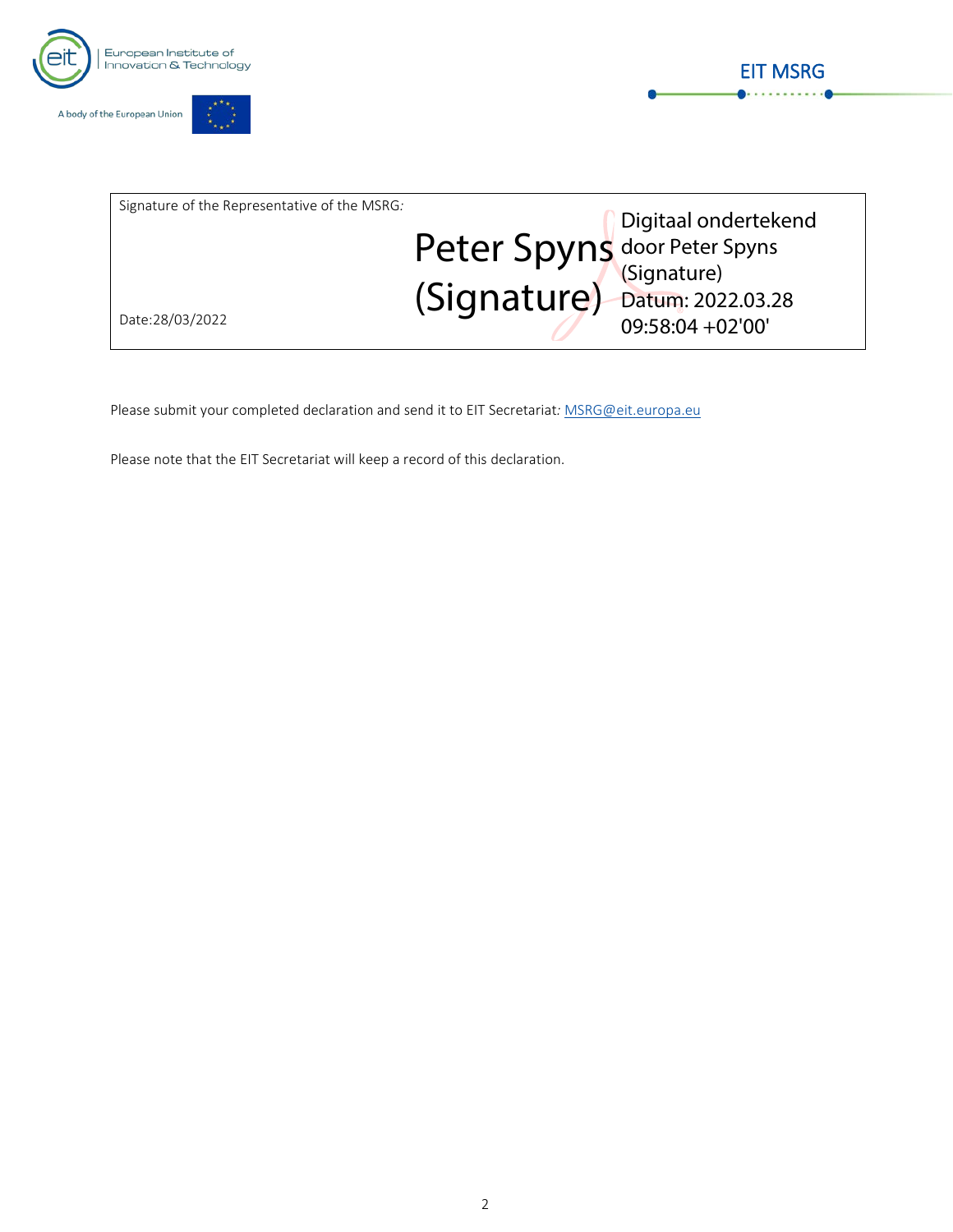| Signature of the Representative of the MSRG: | | |
|---|---|---|
| Date:28/03/2022 | Peter Spyns (Signature) | Digitaal ondertekend door Peter Spyns (Signature) Datum: 2022.03.28 09:58:04 +02'00' |

Please submit your completed declaration and send it to EIT Secretariat: MSRG@eit.europa.eu

Please note that the EIT Secretariat will keep a record of this declaration.